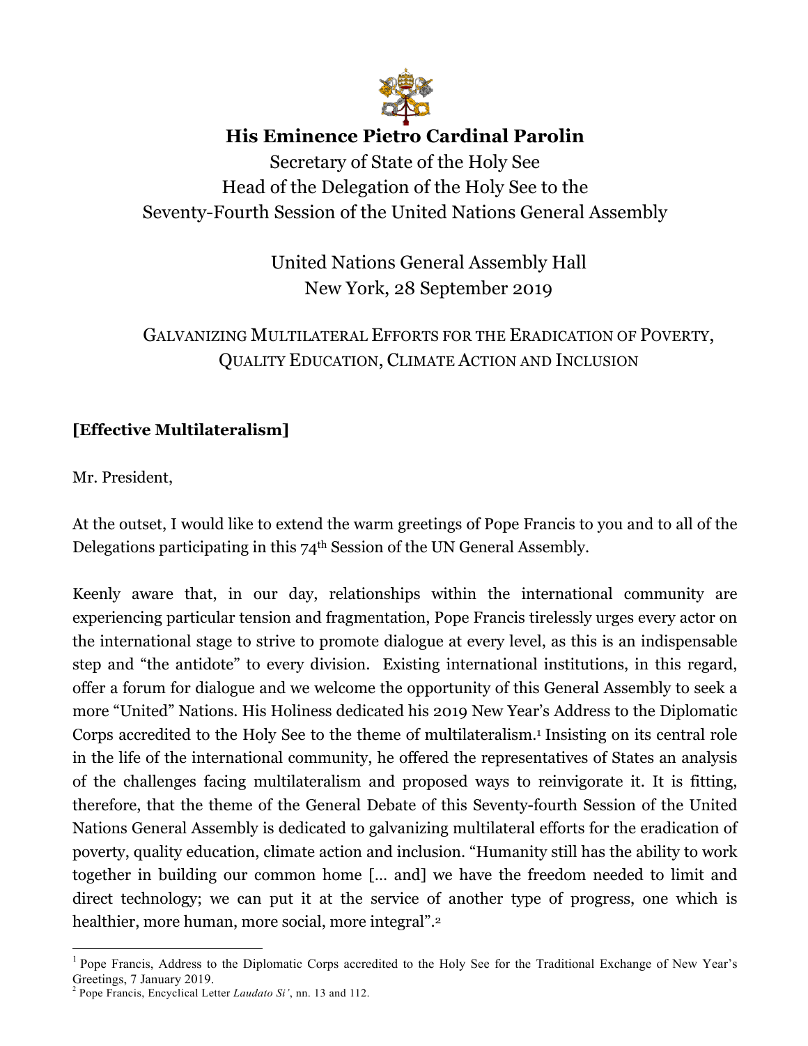# His Eminence Pietro Cardinal Parolin

Secretary of State of the Holy See
Head of the Delegation of the Holy See to the
Seventy-Fourth Session of the United Nations General Assembly

United Nations General Assembly Hall
New York, 28 September 2019

## GALVANIZING MULTILATERAL EFFORTS FOR THE ERADICATION OF POVERTY, QUALITY EDUCATION, CLIMATE ACTION AND INCLUSION

**[Effective Multilateralism]**

Mr. President,

At the outset, I would like to extend the warm greetings of Pope Francis to you and to all of the Delegations participating in this 74th Session of the UN General Assembly.

Keenly aware that, in our day, relationships within the international community are experiencing particular tension and fragmentation, Pope Francis tirelessly urges every actor on the international stage to strive to promote dialogue at every level, as this is an indispensable step and "the antidote" to every division. Existing international institutions, in this regard, offer a forum for dialogue and we welcome the opportunity of this General Assembly to seek a more "United" Nations. His Holiness dedicated his 2019 New Year's Address to the Diplomatic Corps accredited to the Holy See to the theme of multilateralism.[1] Insisting on its central role in the life of the international community, he offered the representatives of States an analysis of the challenges facing multilateralism and proposed ways to reinvigorate it. It is fitting, therefore, that the theme of the General Debate of this Seventy-fourth Session of the United Nations General Assembly is dedicated to galvanizing multilateral efforts for the eradication of poverty, quality education, climate action and inclusion. "Humanity still has the ability to work together in building our common home [... and] we have the freedom needed to limit and direct technology; we can put it at the service of another type of progress, one which is healthier, more human, more social, more integral".[2]

---

[1] Pope Francis, Address to the Diplomatic Corps accredited to the Holy See for the Traditional Exchange of New Year's Greetings, 7 January 2019.

[2] Pope Francis, Encyclical Letter *Laudato Si'*, nn. 13 and 112.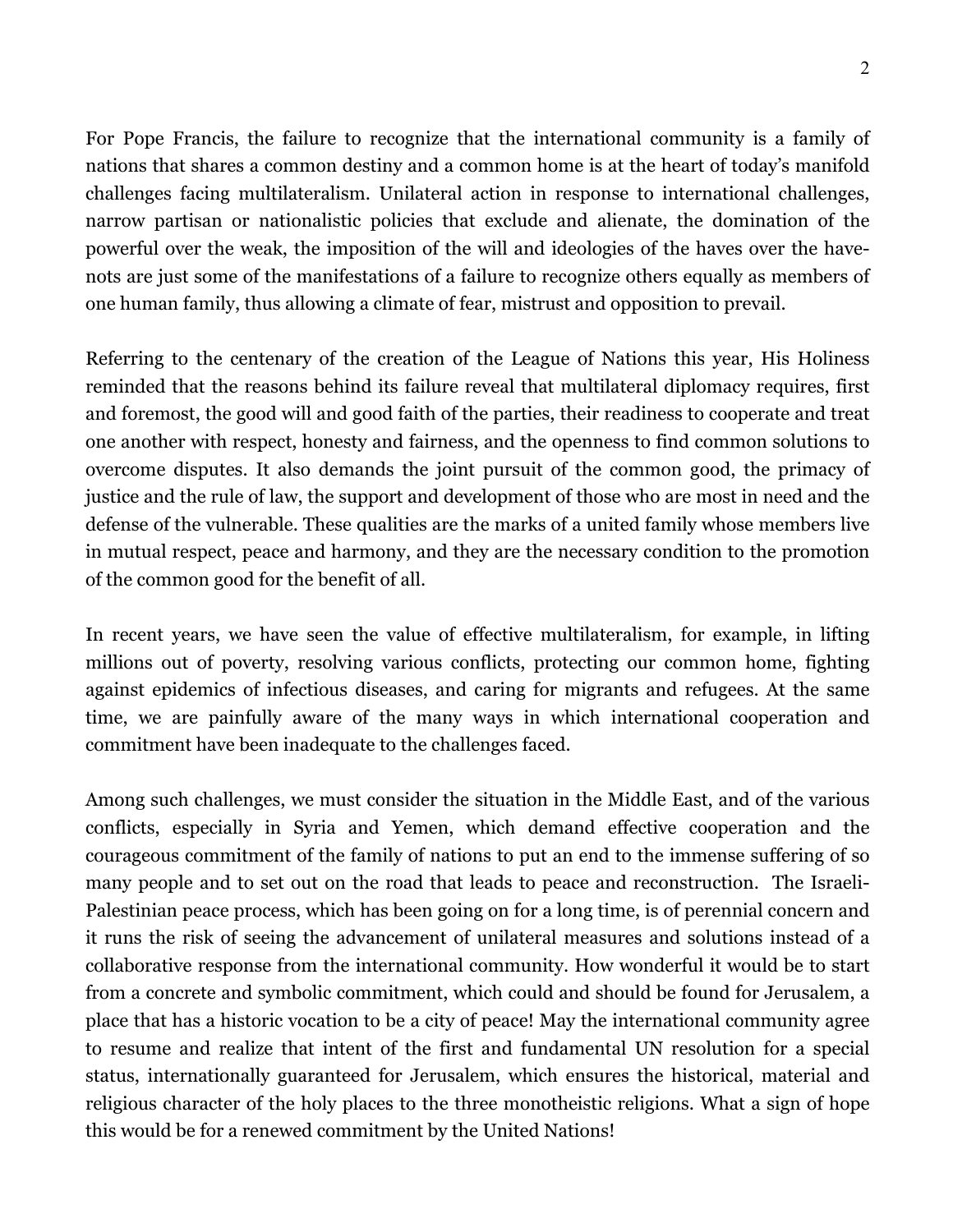For Pope Francis, the failure to recognize that the international community is a family of nations that shares a common destiny and a common home is at the heart of today's manifold challenges facing multilateralism. Unilateral action in response to international challenges, narrow partisan or nationalistic policies that exclude and alienate, the domination of the powerful over the weak, the imposition of the will and ideologies of the haves over the have-nots are just some of the manifestations of a failure to recognize others equally as members of one human family, thus allowing a climate of fear, mistrust and opposition to prevail.

Referring to the centenary of the creation of the League of Nations this year, His Holiness reminded that the reasons behind its failure reveal that multilateral diplomacy requires, first and foremost, the good will and good faith of the parties, their readiness to cooperate and treat one another with respect, honesty and fairness, and the openness to find common solutions to overcome disputes. It also demands the joint pursuit of the common good, the primacy of justice and the rule of law, the support and development of those who are most in need and the defense of the vulnerable. These qualities are the marks of a united family whose members live in mutual respect, peace and harmony, and they are the necessary condition to the promotion of the common good for the benefit of all.

In recent years, we have seen the value of effective multilateralism, for example, in lifting millions out of poverty, resolving various conflicts, protecting our common home, fighting against epidemics of infectious diseases, and caring for migrants and refugees. At the same time, we are painfully aware of the many ways in which international cooperation and commitment have been inadequate to the challenges faced.

Among such challenges, we must consider the situation in the Middle East, and of the various conflicts, especially in Syria and Yemen, which demand effective cooperation and the courageous commitment of the family of nations to put an end to the immense suffering of so many people and to set out on the road that leads to peace and reconstruction. The Israeli-Palestinian peace process, which has been going on for a long time, is of perennial concern and it runs the risk of seeing the advancement of unilateral measures and solutions instead of a collaborative response from the international community. How wonderful it would be to start from a concrete and symbolic commitment, which could and should be found for Jerusalem, a place that has a historic vocation to be a city of peace! May the international community agree to resume and realize that intent of the first and fundamental UN resolution for a special status, internationally guaranteed for Jerusalem, which ensures the historical, material and religious character of the holy places to the three monotheistic religions. What a sign of hope this would be for a renewed commitment by the United Nations!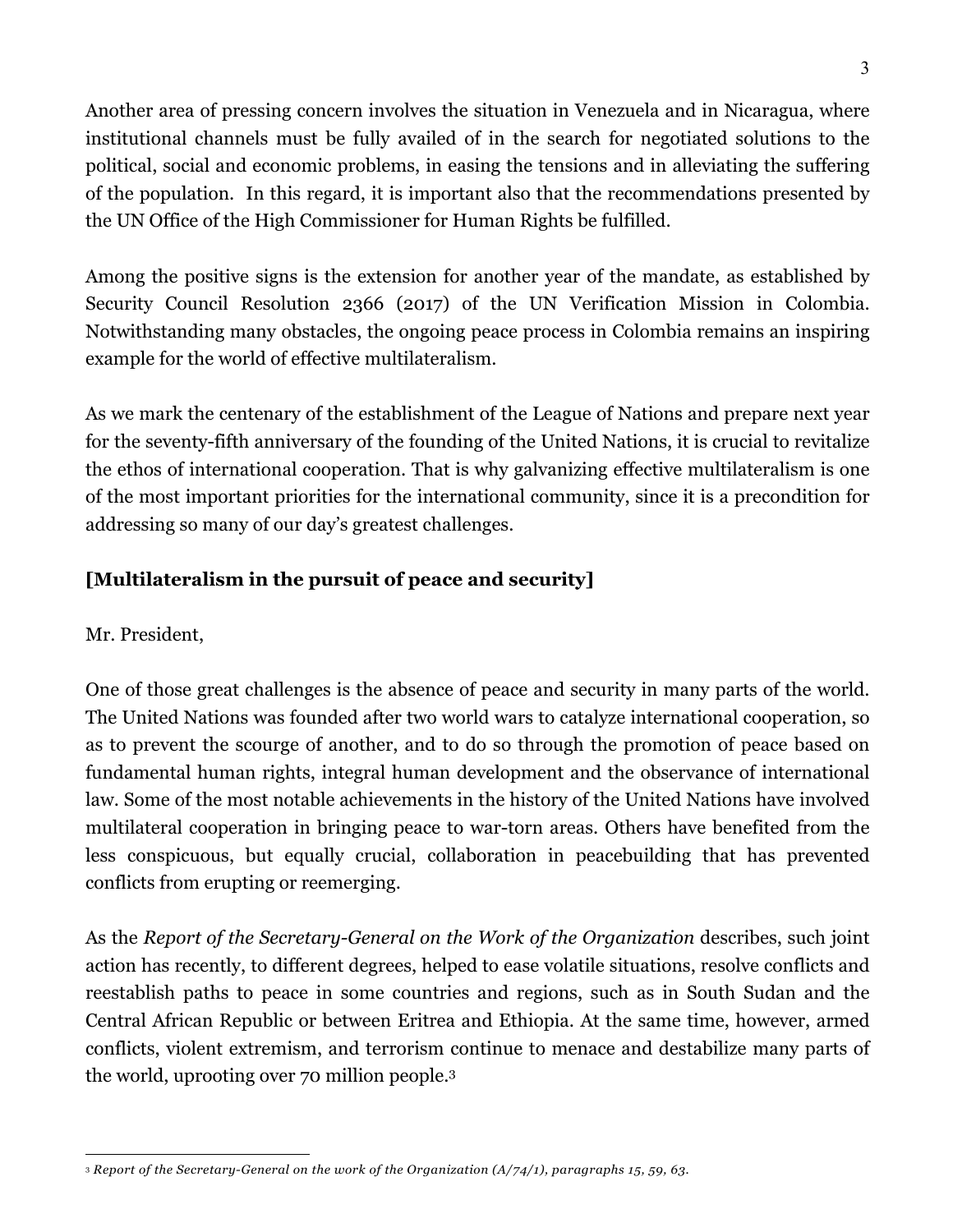Another area of pressing concern involves the situation in Venezuela and in Nicaragua, where institutional channels must be fully availed of in the search for negotiated solutions to the political, social and economic problems, in easing the tensions and in alleviating the suffering of the population. In this regard, it is important also that the recommendations presented by the UN Office of the High Commissioner for Human Rights be fulfilled.

Among the positive signs is the extension for another year of the mandate, as established by Security Council Resolution 2366 (2017) of the UN Verification Mission in Colombia. Notwithstanding many obstacles, the ongoing peace process in Colombia remains an inspiring example for the world of effective multilateralism.

As we mark the centenary of the establishment of the League of Nations and prepare next year for the seventy-fifth anniversary of the founding of the United Nations, it is crucial to revitalize the ethos of international cooperation. That is why galvanizing effective multilateralism is one of the most important priorities for the international community, since it is a precondition for addressing so many of our day's greatest challenges.

**[Multilateralism in the pursuit of peace and security]**

Mr. President,

One of those great challenges is the absence of peace and security in many parts of the world. The United Nations was founded after two world wars to catalyze international cooperation, so as to prevent the scourge of another, and to do so through the promotion of peace based on fundamental human rights, integral human development and the observance of international law. Some of the most notable achievements in the history of the United Nations have involved multilateral cooperation in bringing peace to war-torn areas. Others have benefited from the less conspicuous, but equally crucial, collaboration in peacebuilding that has prevented conflicts from erupting or reemerging.

As the *Report of the Secretary-General on the Work of the Organization* describes, such joint action has recently, to different degrees, helped to ease volatile situations, resolve conflicts and reestablish paths to peace in some countries and regions, such as in South Sudan and the Central African Republic or between Eritrea and Ethiopia. At the same time, however, armed conflicts, violent extremism, and terrorism continue to menace and destabilize many parts of the world, uprooting over 70 million people.[3]

---

[3] *Report of the Secretary-General on the work of the Organization (A/74/1), paragraphs 15, 59, 63.*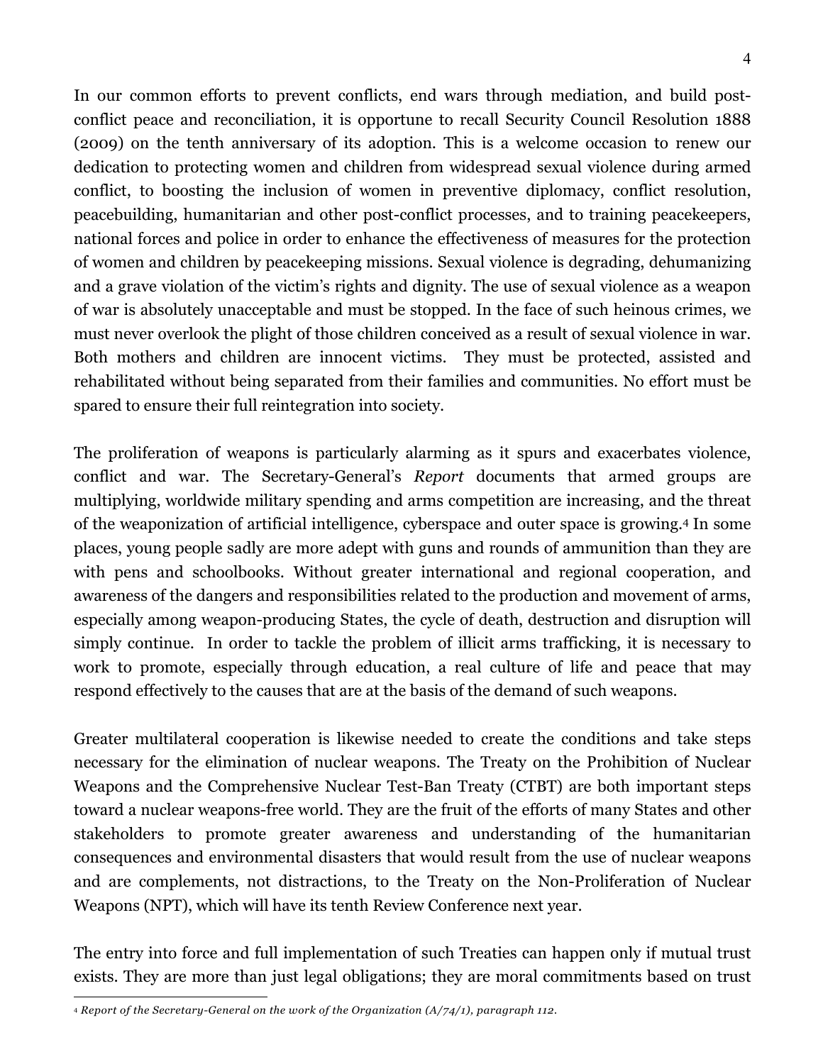In our common efforts to prevent conflicts, end wars through mediation, and build post-conflict peace and reconciliation, it is opportune to recall Security Council Resolution 1888 (2009) on the tenth anniversary of its adoption. This is a welcome occasion to renew our dedication to protecting women and children from widespread sexual violence during armed conflict, to boosting the inclusion of women in preventive diplomacy, conflict resolution, peacebuilding, humanitarian and other post-conflict processes, and to training peacekeepers, national forces and police in order to enhance the effectiveness of measures for the protection of women and children by peacekeeping missions. Sexual violence is degrading, dehumanizing and a grave violation of the victim's rights and dignity. The use of sexual violence as a weapon of war is absolutely unacceptable and must be stopped. In the face of such heinous crimes, we must never overlook the plight of those children conceived as a result of sexual violence in war. Both mothers and children are innocent victims. They must be protected, assisted and rehabilitated without being separated from their families and communities. No effort must be spared to ensure their full reintegration into society.

The proliferation of weapons is particularly alarming as it spurs and exacerbates violence, conflict and war. The Secretary-General's *Report* documents that armed groups are multiplying, worldwide military spending and arms competition are increasing, and the threat of the weaponization of artificial intelligence, cyberspace and outer space is growing.[4] In some places, young people sadly are more adept with guns and rounds of ammunition than they are with pens and schoolbooks. Without greater international and regional cooperation, and awareness of the dangers and responsibilities related to the production and movement of arms, especially among weapon-producing States, the cycle of death, destruction and disruption will simply continue. In order to tackle the problem of illicit arms trafficking, it is necessary to work to promote, especially through education, a real culture of life and peace that may respond effectively to the causes that are at the basis of the demand of such weapons.

Greater multilateral cooperation is likewise needed to create the conditions and take steps necessary for the elimination of nuclear weapons. The Treaty on the Prohibition of Nuclear Weapons and the Comprehensive Nuclear Test-Ban Treaty (CTBT) are both important steps toward a nuclear weapons-free world. They are the fruit of the efforts of many States and other stakeholders to promote greater awareness and understanding of the humanitarian consequences and environmental disasters that would result from the use of nuclear weapons and are complements, not distractions, to the Treaty on the Non-Proliferation of Nuclear Weapons (NPT), which will have its tenth Review Conference next year.

The entry into force and full implementation of such Treaties can happen only if mutual trust exists. They are more than just legal obligations; they are moral commitments based on trust

---

[4] *Report of the Secretary-General on the work of the Organization (A/74/1), paragraph 112.*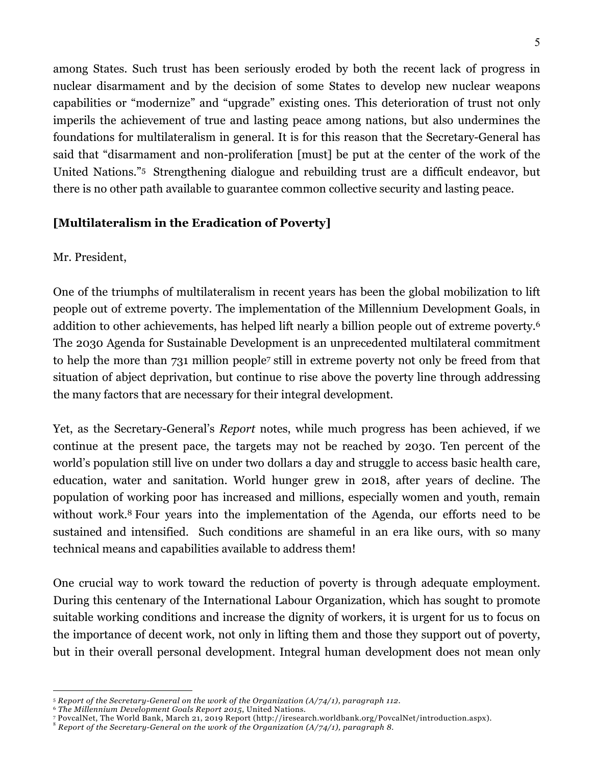among States. Such trust has been seriously eroded by both the recent lack of progress in nuclear disarmament and by the decision of some States to develop new nuclear weapons capabilities or "modernize" and "upgrade" existing ones. This deterioration of trust not only imperils the achievement of true and lasting peace among nations, but also undermines the foundations for multilateralism in general. It is for this reason that the Secretary-General has said that "disarmament and non-proliferation [must] be put at the center of the work of the United Nations."[5] Strengthening dialogue and rebuilding trust are a difficult endeavor, but there is no other path available to guarantee common collective security and lasting peace.

**[Multilateralism in the Eradication of Poverty]**

Mr. President,

One of the triumphs of multilateralism in recent years has been the global mobilization to lift people out of extreme poverty. The implementation of the Millennium Development Goals, in addition to other achievements, has helped lift nearly a billion people out of extreme poverty.[6] The 2030 Agenda for Sustainable Development is an unprecedented multilateral commitment to help the more than 731 million people[7] still in extreme poverty not only be freed from that situation of abject deprivation, but continue to rise above the poverty line through addressing the many factors that are necessary for their integral development.

Yet, as the Secretary-General's *Report* notes, while much progress has been achieved, if we continue at the present pace, the targets may not be reached by 2030. Ten percent of the world's population still live on under two dollars a day and struggle to access basic health care, education, water and sanitation. World hunger grew in 2018, after years of decline. The population of working poor has increased and millions, especially women and youth, remain without work.[8] Four years into the implementation of the Agenda, our efforts need to be sustained and intensified. Such conditions are shameful in an era like ours, with so many technical means and capabilities available to address them!

One crucial way to work toward the reduction of poverty is through adequate employment. During this centenary of the International Labour Organization, which has sought to promote suitable working conditions and increase the dignity of workers, it is urgent for us to focus on the importance of decent work, not only in lifting them and those they support out of poverty, but in their overall personal development. Integral human development does not mean only

---

[5] *Report of the Secretary-General on the work of the Organization (A/74/1), paragraph 112.*

[6] *The Millennium Development Goals Report 2015*, United Nations.

[7] PovcalNet, The World Bank, March 21, 2019 Report (http://iresearch.worldbank.org/PovcalNet/introduction.aspx).

[8] *Report of the Secretary-General on the work of the Organization (A/74/1), paragraph 8.*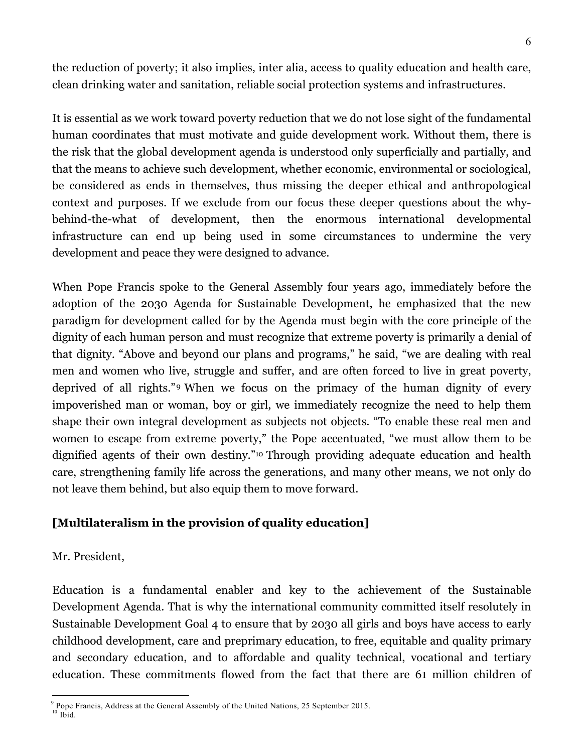the reduction of poverty; it also implies, inter alia, access to quality education and health care, clean drinking water and sanitation, reliable social protection systems and infrastructures.

It is essential as we work toward poverty reduction that we do not lose sight of the fundamental human coordinates that must motivate and guide development work. Without them, there is the risk that the global development agenda is understood only superficially and partially, and that the means to achieve such development, whether economic, environmental or sociological, be considered as ends in themselves, thus missing the deeper ethical and anthropological context and purposes. If we exclude from our focus these deeper questions about the why-behind-the-what of development, then the enormous international developmental infrastructure can end up being used in some circumstances to undermine the very development and peace they were designed to advance.

When Pope Francis spoke to the General Assembly four years ago, immediately before the adoption of the 2030 Agenda for Sustainable Development, he emphasized that the new paradigm for development called for by the Agenda must begin with the core principle of the dignity of each human person and must recognize that extreme poverty is primarily a denial of that dignity. "Above and beyond our plans and programs," he said, "we are dealing with real men and women who live, struggle and suffer, and are often forced to live in great poverty, deprived of all rights."[9] When we focus on the primacy of the human dignity of every impoverished man or woman, boy or girl, we immediately recognize the need to help them shape their own integral development as subjects not objects. "To enable these real men and women to escape from extreme poverty," the Pope accentuated, "we must allow them to be dignified agents of their own destiny."[10] Through providing adequate education and health care, strengthening family life across the generations, and many other means, we not only do not leave them behind, but also equip them to move forward.

**[Multilateralism in the provision of quality education]**

Mr. President,

Education is a fundamental enabler and key to the achievement of the Sustainable Development Agenda. That is why the international community committed itself resolutely in Sustainable Development Goal 4 to ensure that by 2030 all girls and boys have access to early childhood development, care and preprimary education, to free, equitable and quality primary and secondary education, and to affordable and quality technical, vocational and tertiary education. These commitments flowed from the fact that there are 61 million children of

[9] Pope Francis, Address at the General Assembly of the United Nations, 25 September 2015.

[10] Ibid.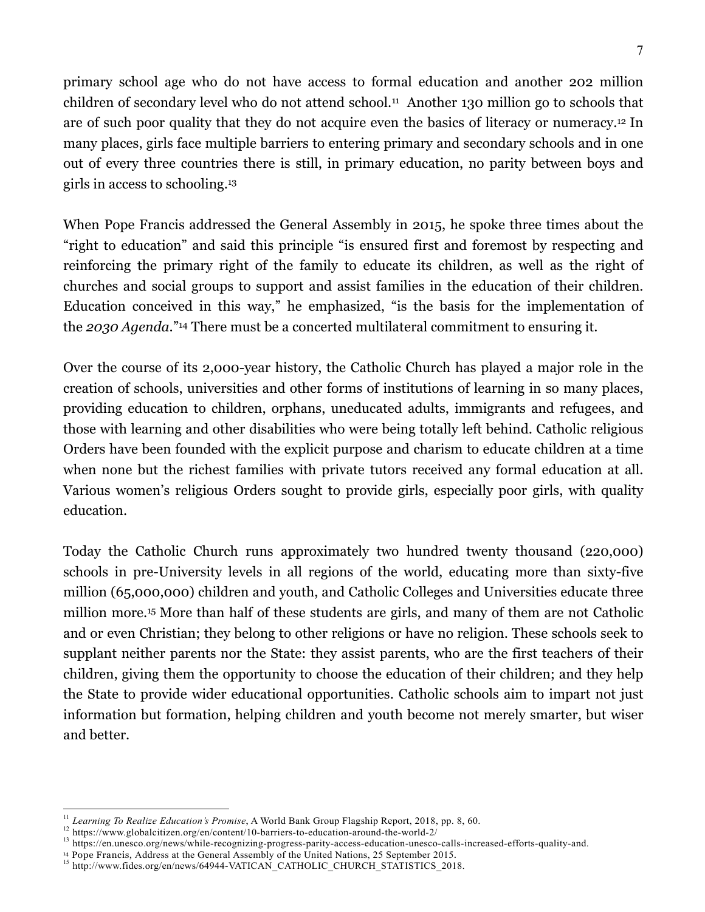primary school age who do not have access to formal education and another 202 million children of secondary level who do not attend school.[11] Another 130 million go to schools that are of such poor quality that they do not acquire even the basics of literacy or numeracy.[12] In many places, girls face multiple barriers to entering primary and secondary schools and in one out of every three countries there is still, in primary education, no parity between boys and girls in access to schooling.[13]

When Pope Francis addressed the General Assembly in 2015, he spoke three times about the "right to education" and said this principle "is ensured first and foremost by respecting and reinforcing the primary right of the family to educate its children, as well as the right of churches and social groups to support and assist families in the education of their children. Education conceived in this way," he emphasized, "is the basis for the implementation of the *2030 Agenda*."[14] There must be a concerted multilateral commitment to ensuring it.

Over the course of its 2,000-year history, the Catholic Church has played a major role in the creation of schools, universities and other forms of institutions of learning in so many places, providing education to children, orphans, uneducated adults, immigrants and refugees, and those with learning and other disabilities who were being totally left behind. Catholic religious Orders have been founded with the explicit purpose and charism to educate children at a time when none but the richest families with private tutors received any formal education at all. Various women's religious Orders sought to provide girls, especially poor girls, with quality education.

Today the Catholic Church runs approximately two hundred twenty thousand (220,000) schools in pre-University levels in all regions of the world, educating more than sixty-five million (65,000,000) children and youth, and Catholic Colleges and Universities educate three million more.[15] More than half of these students are girls, and many of them are not Catholic and or even Christian; they belong to other religions or have no religion. These schools seek to supplant neither parents nor the State: they assist parents, who are the first teachers of their children, giving them the opportunity to choose the education of their children; and they help the State to provide wider educational opportunities. Catholic schools aim to impart not just information but formation, helping children and youth become not merely smarter, but wiser and better.

---

[11] *Learning To Realize Education's Promise*, A World Bank Group Flagship Report, 2018, pp. 8, 60.

[12] https://www.globalcitizen.org/en/content/10-barriers-to-education-around-the-world-2/

[13] https://en.unesco.org/news/while-recognizing-progress-parity-access-education-unesco-calls-increased-efforts-quality-and.

[14] Pope Francis, Address at the General Assembly of the United Nations, 25 September 2015.

[15] http://www.fides.org/en/news/64944-VATICAN_CATHOLIC_CHURCH_STATISTICS_2018.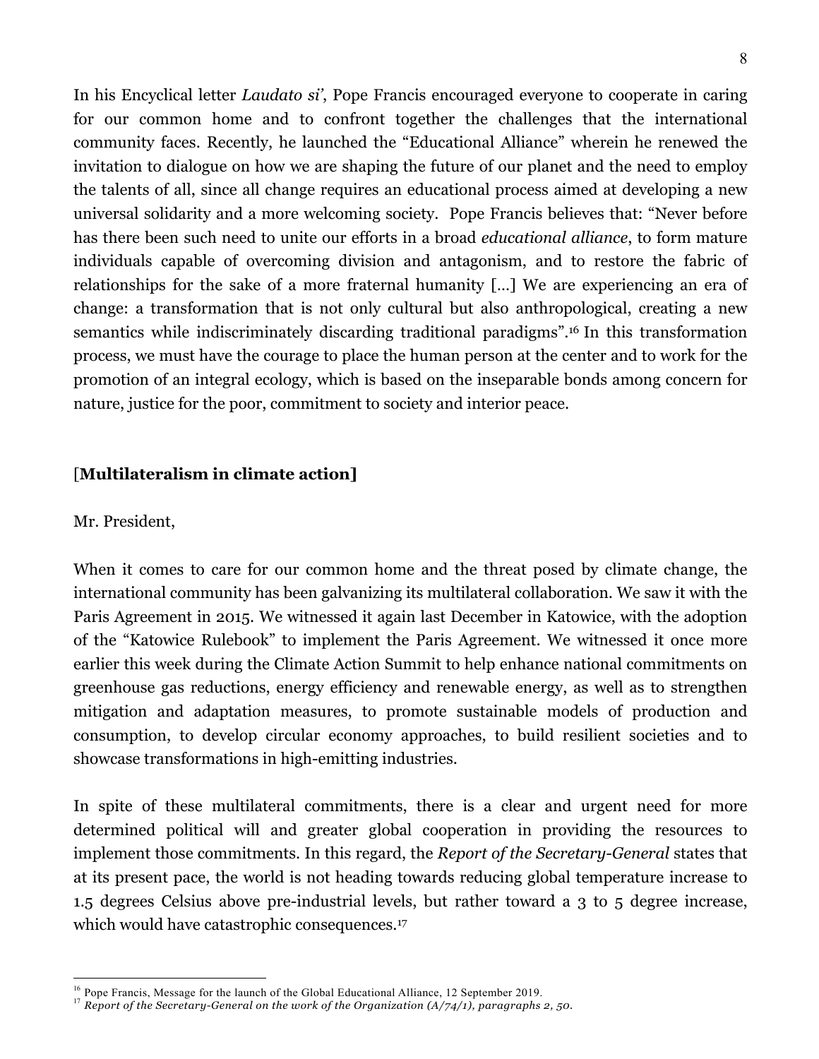In his Encyclical letter *Laudato si'*, Pope Francis encouraged everyone to cooperate in caring for our common home and to confront together the challenges that the international community faces. Recently, he launched the "Educational Alliance" wherein he renewed the invitation to dialogue on how we are shaping the future of our planet and the need to employ the talents of all, since all change requires an educational process aimed at developing a new universal solidarity and a more welcoming society. Pope Francis believes that: "Never before has there been such need to unite our efforts in a broad *educational alliance*, to form mature individuals capable of overcoming division and antagonism, and to restore the fabric of relationships for the sake of a more fraternal humanity [...] We are experiencing an era of change: a transformation that is not only cultural but also anthropological, creating a new semantics while indiscriminately discarding traditional paradigms".[16] In this transformation process, we must have the courage to place the human person at the center and to work for the promotion of an integral ecology, which is based on the inseparable bonds among concern for nature, justice for the poor, commitment to society and interior peace.

[**Multilateralism in climate action]**

Mr. President,

When it comes to care for our common home and the threat posed by climate change, the international community has been galvanizing its multilateral collaboration. We saw it with the Paris Agreement in 2015. We witnessed it again last December in Katowice, with the adoption of the "Katowice Rulebook" to implement the Paris Agreement. We witnessed it once more earlier this week during the Climate Action Summit to help enhance national commitments on greenhouse gas reductions, energy efficiency and renewable energy, as well as to strengthen mitigation and adaptation measures, to promote sustainable models of production and consumption, to develop circular economy approaches, to build resilient societies and to showcase transformations in high-emitting industries.

In spite of these multilateral commitments, there is a clear and urgent need for more determined political will and greater global cooperation in providing the resources to implement those commitments. In this regard, the *Report of the Secretary-General* states that at its present pace, the world is not heading towards reducing global temperature increase to 1.5 degrees Celsius above pre-industrial levels, but rather toward a 3 to 5 degree increase, which would have catastrophic consequences.[17]

---

[16] Pope Francis, Message for the launch of the Global Educational Alliance, 12 September 2019.

[17] *Report of the Secretary-General on the work of the Organization (A/74/1), paragraphs 2, 50.*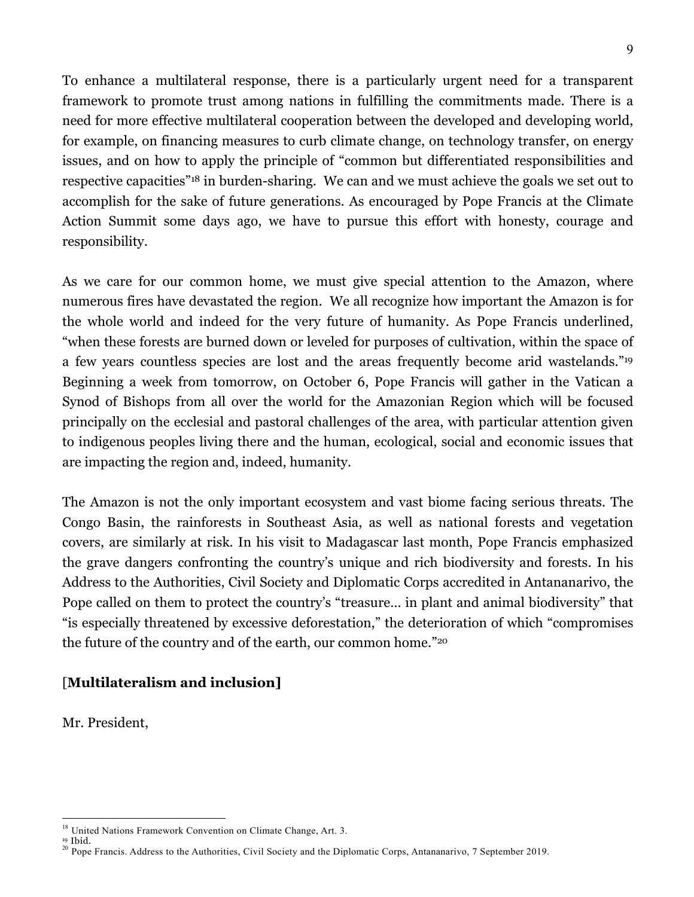To enhance a multilateral response, there is a particularly urgent need for a transparent framework to promote trust among nations in fulfilling the commitments made. There is a need for more effective multilateral cooperation between the developed and developing world, for example, on financing measures to curb climate change, on technology transfer, on energy issues, and on how to apply the principle of "common but differentiated responsibilities and respective capacities"[18] in burden-sharing. We can and we must achieve the goals we set out to accomplish for the sake of future generations. As encouraged by Pope Francis at the Climate Action Summit some days ago, we have to pursue this effort with honesty, courage and responsibility.

As we care for our common home, we must give special attention to the Amazon, where numerous fires have devastated the region. We all recognize how important the Amazon is for the whole world and indeed for the very future of humanity. As Pope Francis underlined, "when these forests are burned down or leveled for purposes of cultivation, within the space of a few years countless species are lost and the areas frequently become arid wastelands."[19] Beginning a week from tomorrow, on October 6, Pope Francis will gather in the Vatican a Synod of Bishops from all over the world for the Amazonian Region which will be focused principally on the ecclesial and pastoral challenges of the area, with particular attention given to indigenous peoples living there and the human, ecological, social and economic issues that are impacting the region and, indeed, humanity.

The Amazon is not the only important ecosystem and vast biome facing serious threats. The Congo Basin, the rainforests in Southeast Asia, as well as national forests and vegetation covers, are similarly at risk. In his visit to Madagascar last month, Pope Francis emphasized the grave dangers confronting the country's unique and rich biodiversity and forests. In his Address to the Authorities, Civil Society and Diplomatic Corps accredited in Antananarivo, the Pope called on them to protect the country's "treasure… in plant and animal biodiversity" that "is especially threatened by excessive deforestation," the deterioration of which "compromises the future of the country and of the earth, our common home."[20]

### [**Multilateralism and inclusion]**

Mr. President,

---

[18] United Nations Framework Convention on Climate Change, Art. 3.
[19] Ibid.
[20] Pope Francis. Address to the Authorities, Civil Society and the Diplomatic Corps, Antananarivo, 7 September 2019.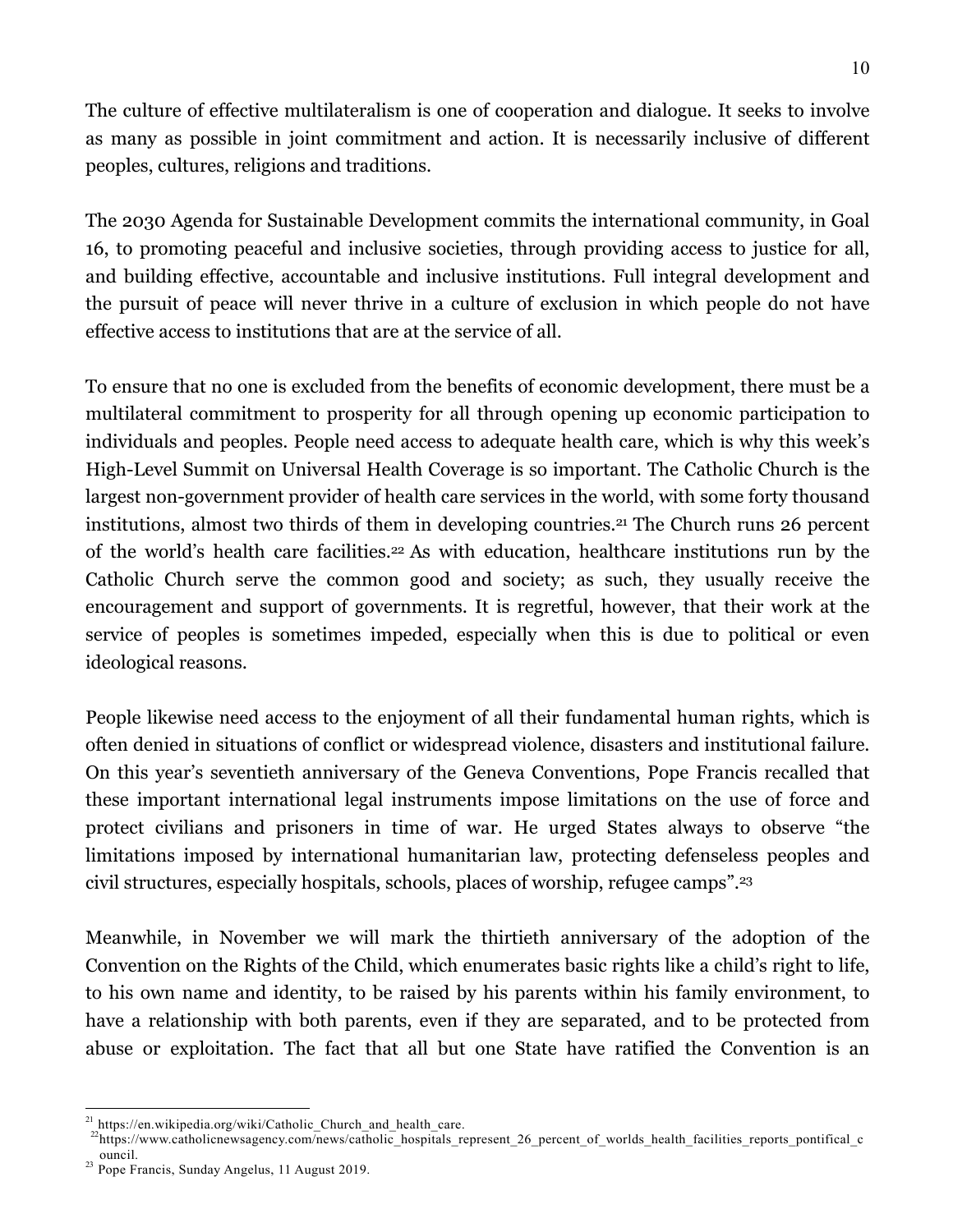The culture of effective multilateralism is one of cooperation and dialogue. It seeks to involve as many as possible in joint commitment and action. It is necessarily inclusive of different peoples, cultures, religions and traditions.

The 2030 Agenda for Sustainable Development commits the international community, in Goal 16, to promoting peaceful and inclusive societies, through providing access to justice for all, and building effective, accountable and inclusive institutions. Full integral development and the pursuit of peace will never thrive in a culture of exclusion in which people do not have effective access to institutions that are at the service of all.

To ensure that no one is excluded from the benefits of economic development, there must be a multilateral commitment to prosperity for all through opening up economic participation to individuals and peoples. People need access to adequate health care, which is why this week's High-Level Summit on Universal Health Coverage is so important. The Catholic Church is the largest non-government provider of health care services in the world, with some forty thousand institutions, almost two thirds of them in developing countries.[21] The Church runs 26 percent of the world's health care facilities.[22] As with education, healthcare institutions run by the Catholic Church serve the common good and society; as such, they usually receive the encouragement and support of governments. It is regretful, however, that their work at the service of peoples is sometimes impeded, especially when this is due to political or even ideological reasons.

People likewise need access to the enjoyment of all their fundamental human rights, which is often denied in situations of conflict or widespread violence, disasters and institutional failure. On this year's seventieth anniversary of the Geneva Conventions, Pope Francis recalled that these important international legal instruments impose limitations on the use of force and protect civilians and prisoners in time of war. He urged States always to observe "the limitations imposed by international humanitarian law, protecting defenseless peoples and civil structures, especially hospitals, schools, places of worship, refugee camps".[23]

Meanwhile, in November we will mark the thirtieth anniversary of the adoption of the Convention on the Rights of the Child, which enumerates basic rights like a child's right to life, to his own name and identity, to be raised by his parents within his family environment, to have a relationship with both parents, even if they are separated, and to be protected from abuse or exploitation. The fact that all but one State have ratified the Convention is an

---

[21] https://en.wikipedia.org/wiki/Catholic_Church_and_health_care.

[22] https://www.catholicnewsagency.com/news/catholic_hospitals_represent_26_percent_of_worlds_health_facilities_reports_pontifical_council.

[23] Pope Francis, Sunday Angelus, 11 August 2019.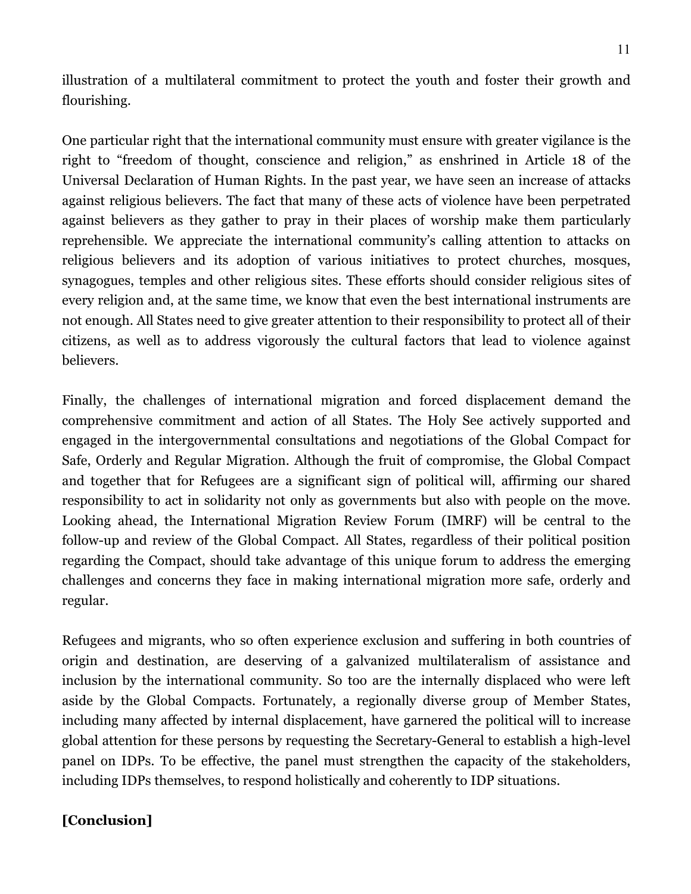illustration of a multilateral commitment to protect the youth and foster their growth and flourishing.

One particular right that the international community must ensure with greater vigilance is the right to "freedom of thought, conscience and religion," as enshrined in Article 18 of the Universal Declaration of Human Rights. In the past year, we have seen an increase of attacks against religious believers. The fact that many of these acts of violence have been perpetrated against believers as they gather to pray in their places of worship make them particularly reprehensible. We appreciate the international community's calling attention to attacks on religious believers and its adoption of various initiatives to protect churches, mosques, synagogues, temples and other religious sites. These efforts should consider religious sites of every religion and, at the same time, we know that even the best international instruments are not enough. All States need to give greater attention to their responsibility to protect all of their citizens, as well as to address vigorously the cultural factors that lead to violence against believers.

Finally, the challenges of international migration and forced displacement demand the comprehensive commitment and action of all States. The Holy See actively supported and engaged in the intergovernmental consultations and negotiations of the Global Compact for Safe, Orderly and Regular Migration. Although the fruit of compromise, the Global Compact and together that for Refugees are a significant sign of political will, affirming our shared responsibility to act in solidarity not only as governments but also with people on the move. Looking ahead, the International Migration Review Forum (IMRF) will be central to the follow-up and review of the Global Compact. All States, regardless of their political position regarding the Compact, should take advantage of this unique forum to address the emerging challenges and concerns they face in making international migration more safe, orderly and regular.

Refugees and migrants, who so often experience exclusion and suffering in both countries of origin and destination, are deserving of a galvanized multilateralism of assistance and inclusion by the international community. So too are the internally displaced who were left aside by the Global Compacts. Fortunately, a regionally diverse group of Member States, including many affected by internal displacement, have garnered the political will to increase global attention for these persons by requesting the Secretary-General to establish a high-level panel on IDPs. To be effective, the panel must strengthen the capacity of the stakeholders, including IDPs themselves, to respond holistically and coherently to IDP situations.

**[Conclusion]**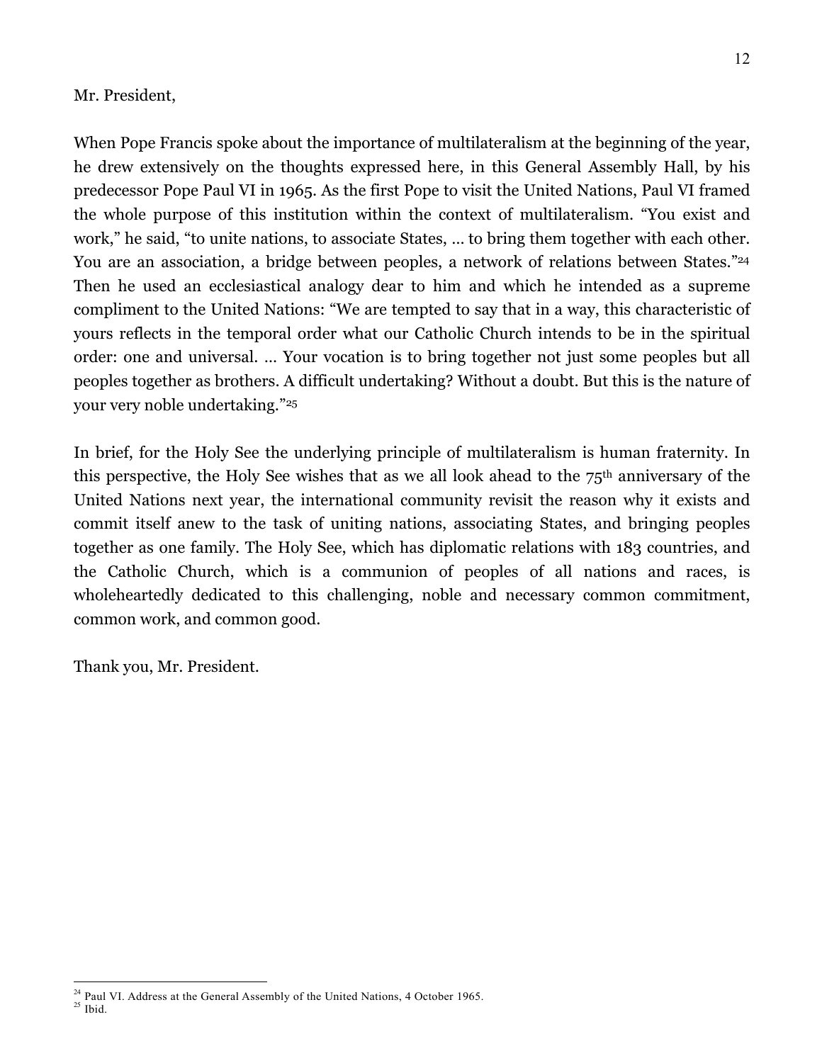Mr. President,

When Pope Francis spoke about the importance of multilateralism at the beginning of the year, he drew extensively on the thoughts expressed here, in this General Assembly Hall, by his predecessor Pope Paul VI in 1965. As the first Pope to visit the United Nations, Paul VI framed the whole purpose of this institution within the context of multilateralism. "You exist and work," he said, "to unite nations, to associate States, … to bring them together with each other. You are an association, a bridge between peoples, a network of relations between States."[24] Then he used an ecclesiastical analogy dear to him and which he intended as a supreme compliment to the United Nations: "We are tempted to say that in a way, this characteristic of yours reflects in the temporal order what our Catholic Church intends to be in the spiritual order: one and universal. … Your vocation is to bring together not just some peoples but all peoples together as brothers. A difficult undertaking? Without a doubt. But this is the nature of your very noble undertaking."[25]

In brief, for the Holy See the underlying principle of multilateralism is human fraternity. In this perspective, the Holy See wishes that as we all look ahead to the 75th anniversary of the United Nations next year, the international community revisit the reason why it exists and commit itself anew to the task of uniting nations, associating States, and bringing peoples together as one family. The Holy See, which has diplomatic relations with 183 countries, and the Catholic Church, which is a communion of peoples of all nations and races, is wholeheartedly dedicated to this challenging, noble and necessary common commitment, common work, and common good.

Thank you, Mr. President.

---

[24] Paul VI. Address at the General Assembly of the United Nations, 4 October 1965.

[25] Ibid.